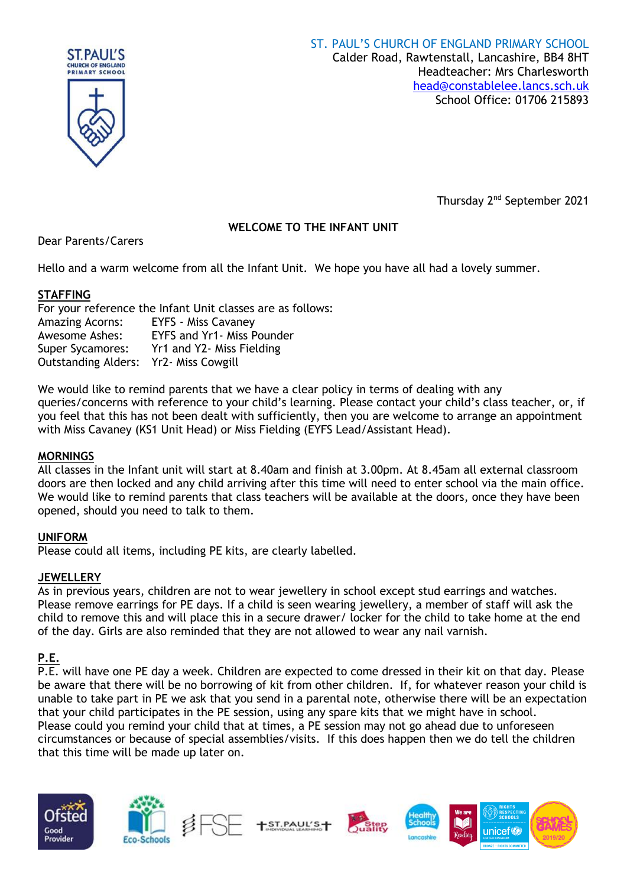ST. PAUL'S CHURCH OF ENGLAND PRIMARY SCHOOL
Calder Road, Rawtenstall, Lancashire, BB4 8HT
Headteacher: Mrs Charlesworth
head@constablelee.lancs.sch.uk
School Office: 01706 215893

Thursday 2nd September 2021

## WELCOME TO THE INFANT UNIT

Dear Parents/Carers

Hello and a warm welcome from all the Infant Unit. We hope you have all had a lovely summer.

### STAFFING

For your reference the Infant Unit classes are as follows:

| | |
|---|---|
| Amazing Acorns: | EYFS - Miss Cavaney |
| Awesome Ashes: | EYFS and Yr1- Miss Pounder |
| Super Sycamores: | Yr1 and Y2- Miss Fielding |
| Outstanding Alders: | Yr2- Miss Cowgill |

We would like to remind parents that we have a clear policy in terms of dealing with any queries/concerns with reference to your child's learning. Please contact your child's class teacher, or, if you feel that this has not been dealt with sufficiently, then you are welcome to arrange an appointment with Miss Cavaney (KS1 Unit Head) or Miss Fielding (EYFS Lead/Assistant Head).

### MORNINGS

All classes in the Infant unit will start at 8.40am and finish at 3.00pm. At 8.45am all external classroom doors are then locked and any child arriving after this time will need to enter school via the main office. We would like to remind parents that class teachers will be available at the doors, once they have been opened, should you need to talk to them.

### UNIFORM

Please could all items, including PE kits, are clearly labelled.

### JEWELLERY

As in previous years, children are not to wear jewellery in school except stud earrings and watches. Please remove earrings for PE days. If a child is seen wearing jewellery, a member of staff will ask the child to remove this and will place this in a secure drawer/ locker for the child to take home at the end of the day. Girls are also reminded that they are not allowed to wear any nail varnish.

### P.E.

P.E. will have one PE day a week. Children are expected to come dressed in their kit on that day. Please be aware that there will be no borrowing of kit from other children. If, for whatever reason your child is unable to take part in PE we ask that you send in a parental note, otherwise there will be an expectation that your child participates in the PE session, using any spare kits that we might have in school.
Please could you remind your child that at times, a PE session may not go ahead due to unforeseen circumstances or because of special assemblies/visits. If this does happen then we do tell the children that this time will be made up later on.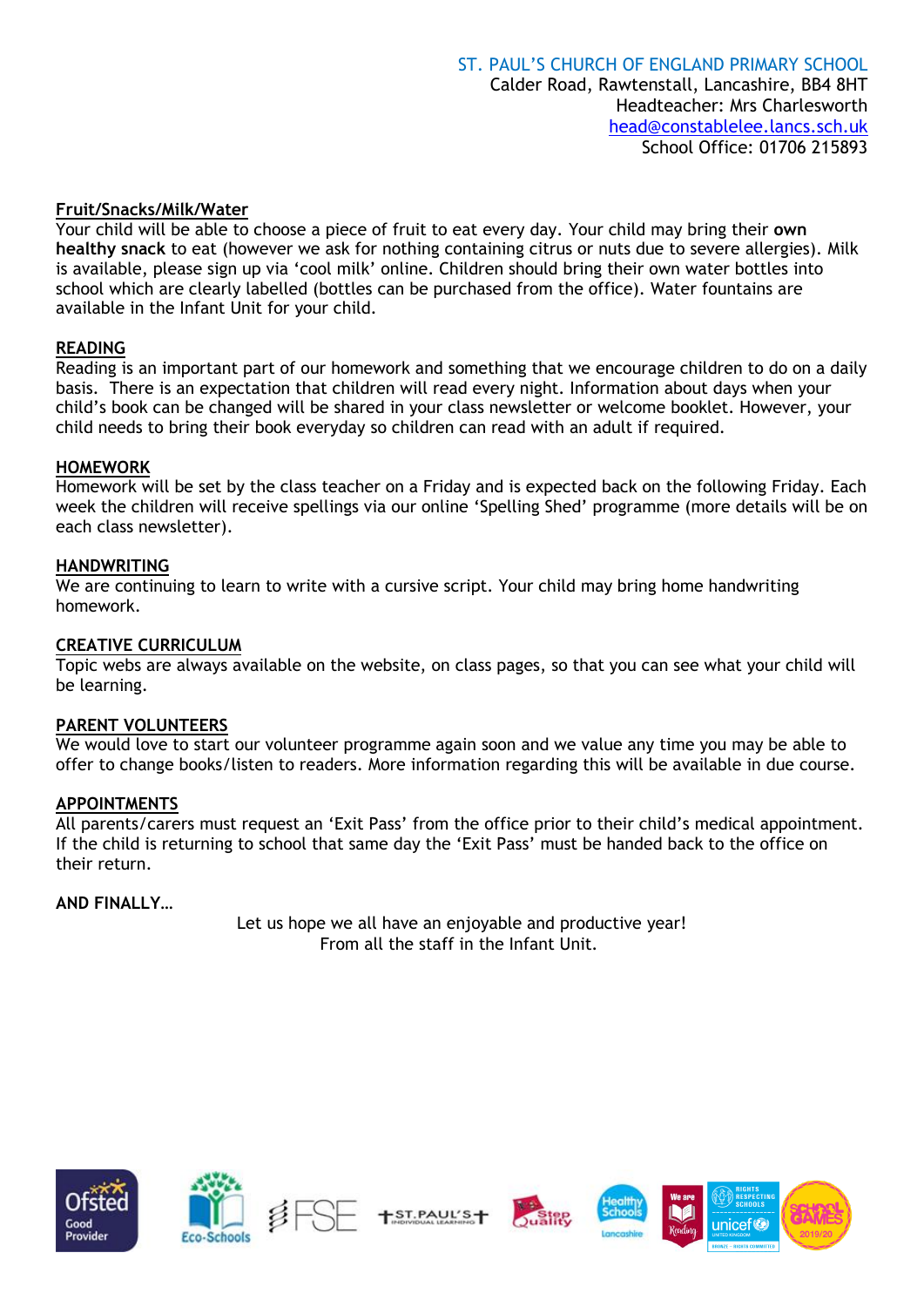ST. PAUL'S CHURCH OF ENGLAND PRIMARY SCHOOL
Calder Road, Rawtenstall, Lancashire, BB4 8HT
Headteacher: Mrs Charlesworth
head@constablelee.lancs.sch.uk
School Office: 01706 215893

## Fruit/Snacks/Milk/Water

Your child will be able to choose a piece of fruit to eat every day. Your child may bring their **own healthy snack** to eat (however we ask for nothing containing citrus or nuts due to severe allergies). Milk is available, please sign up via 'cool milk' online. Children should bring their own water bottles into school which are clearly labelled (bottles can be purchased from the office). Water fountains are available in the Infant Unit for your child.

## READING

Reading is an important part of our homework and something that we encourage children to do on a daily basis. There is an expectation that children will read every night. Information about days when your child's book can be changed will be shared in your class newsletter or welcome booklet. However, your child needs to bring their book everyday so children can read with an adult if required.

## HOMEWORK

Homework will be set by the class teacher on a Friday and is expected back on the following Friday. Each week the children will receive spellings via our online 'Spelling Shed' programme (more details will be on each class newsletter).

## HANDWRITING

We are continuing to learn to write with a cursive script. Your child may bring home handwriting homework.

## CREATIVE CURRICULUM

Topic webs are always available on the website, on class pages, so that you can see what your child will be learning.

## PARENT VOLUNTEERS

We would love to start our volunteer programme again soon and we value any time you may be able to offer to change books/listen to readers. More information regarding this will be available in due course.

## APPOINTMENTS

All parents/carers must request an 'Exit Pass' from the office prior to their child's medical appointment. If the child is returning to school that same day the 'Exit Pass' must be handed back to the office on their return.

**AND FINALLY…**

Let us hope we all have an enjoyable and productive year!
From all the staff in the Infant Unit.